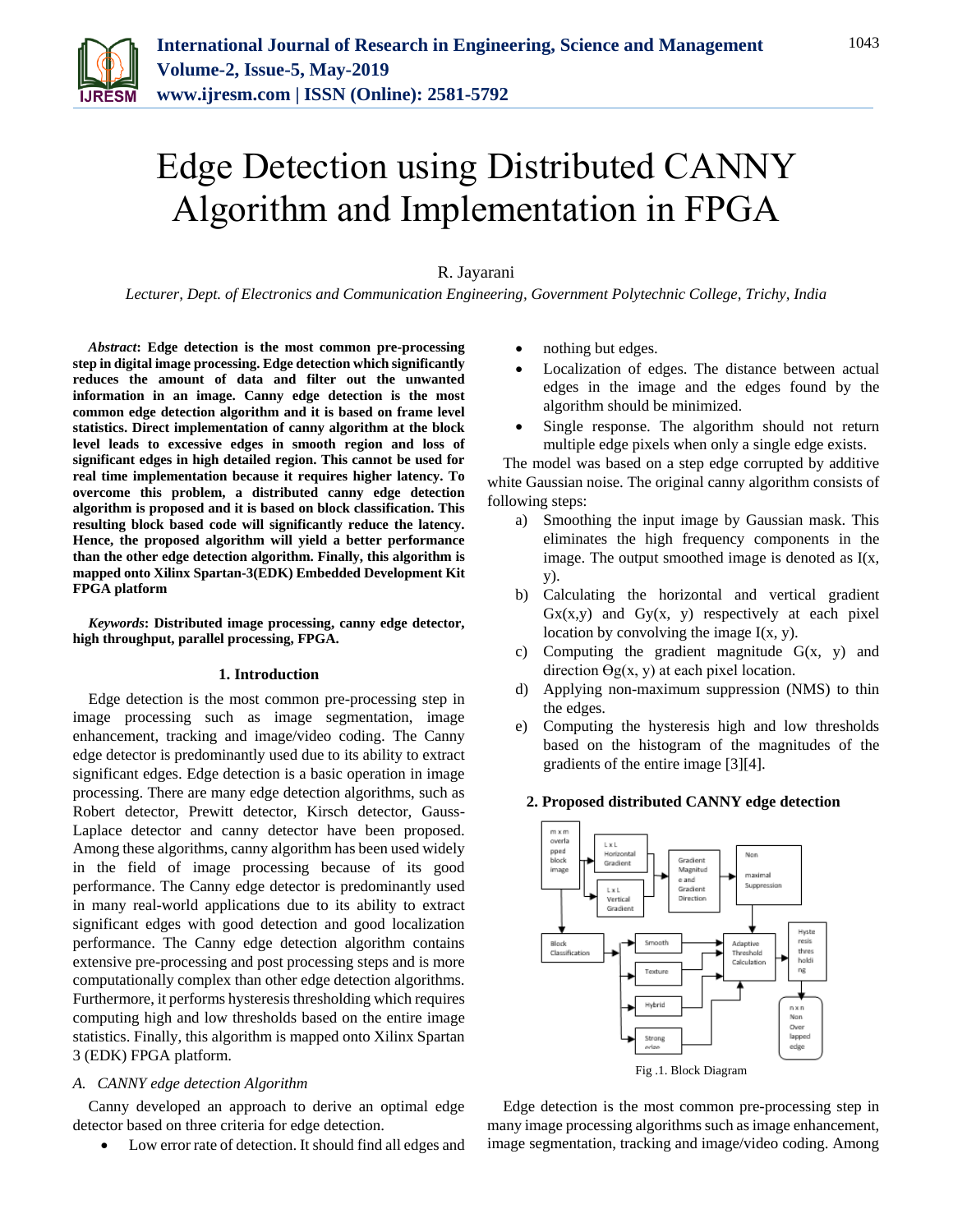# Edge Detection using Distributed CANNY Algorithm and Implementation in FPGA

R. Jayarani

*Lecturer, Dept. of Electronics and Communication Engineering, Government Polytechnic College, Trichy, India*

***Abstract*: Edge detection is the most common pre-processing step in digital image processing. Edge detection which significantly reduces the amount of data and filter out the unwanted information in an image. Canny edge detection is the most common edge detection algorithm and it is based on frame level statistics. Direct implementation of canny algorithm at the block level leads to excessive edges in smooth region and loss of significant edges in high detailed region. This cannot be used for real time implementation because it requires higher latency. To overcome this problem, a distributed canny edge detection algorithm is proposed and it is based on block classification. This resulting block based code will significantly reduce the latency. Hence, the proposed algorithm will yield a better performance than the other edge detection algorithm. Finally, this algorithm is mapped onto Xilinx Spartan-3(EDK) Embedded Development Kit FPGA platform**

***Keywords*: Distributed image processing, canny edge detector, high throughput, parallel processing, FPGA.**

## 1. Introduction

Edge detection is the most common pre-processing step in image processing such as image segmentation, image enhancement, tracking and image/video coding. The Canny edge detector is predominantly used due to its ability to extract significant edges. Edge detection is a basic operation in image processing. There are many edge detection algorithms, such as Robert detector, Prewitt detector, Kirsch detector, Gauss-Laplace detector and canny detector have been proposed. Among these algorithms, canny algorithm has been used widely in the field of image processing because of its good performance. The Canny edge detector is predominantly used in many real-world applications due to its ability to extract significant edges with good detection and good localization performance. The Canny edge detection algorithm contains extensive pre-processing and post processing steps and is more computationally complex than other edge detection algorithms. Furthermore, it performs hysteresis thresholding which requires computing high and low thresholds based on the entire image statistics. Finally, this algorithm is mapped onto Xilinx Spartan 3 (EDK) FPGA platform.

### *A. CANNY edge detection Algorithm*

Canny developed an approach to derive an optimal edge detector based on three criteria for edge detection.

- Low error rate of detection. It should find all edges and nothing but edges.
- Localization of edges. The distance between actual edges in the image and the edges found by the algorithm should be minimized.
- Single response. The algorithm should not return multiple edge pixels when only a single edge exists.

The model was based on a step edge corrupted by additive white Gaussian noise. The original canny algorithm consists of following steps:

a) Smoothing the input image by Gaussian mask. This eliminates the high frequency components in the image. The output smoothed image is denoted as I(x, y).
b) Calculating the horizontal and vertical gradient Gx(x,y) and Gy(x, y) respectively at each pixel location by convolving the image I(x, y).
c) Computing the gradient magnitude G(x, y) and direction Θg(x, y) at each pixel location.
d) Applying non-maximum suppression (NMS) to thin the edges.
e) Computing the hysteresis high and low thresholds based on the histogram of the magnitudes of the gradients of the entire image [3][4].

## 2. Proposed distributed CANNY edge detection

Fig .1. Block Diagram

Edge detection is the most common pre-processing step in many image processing algorithms such as image enhancement, image segmentation, tracking and image/video coding. Among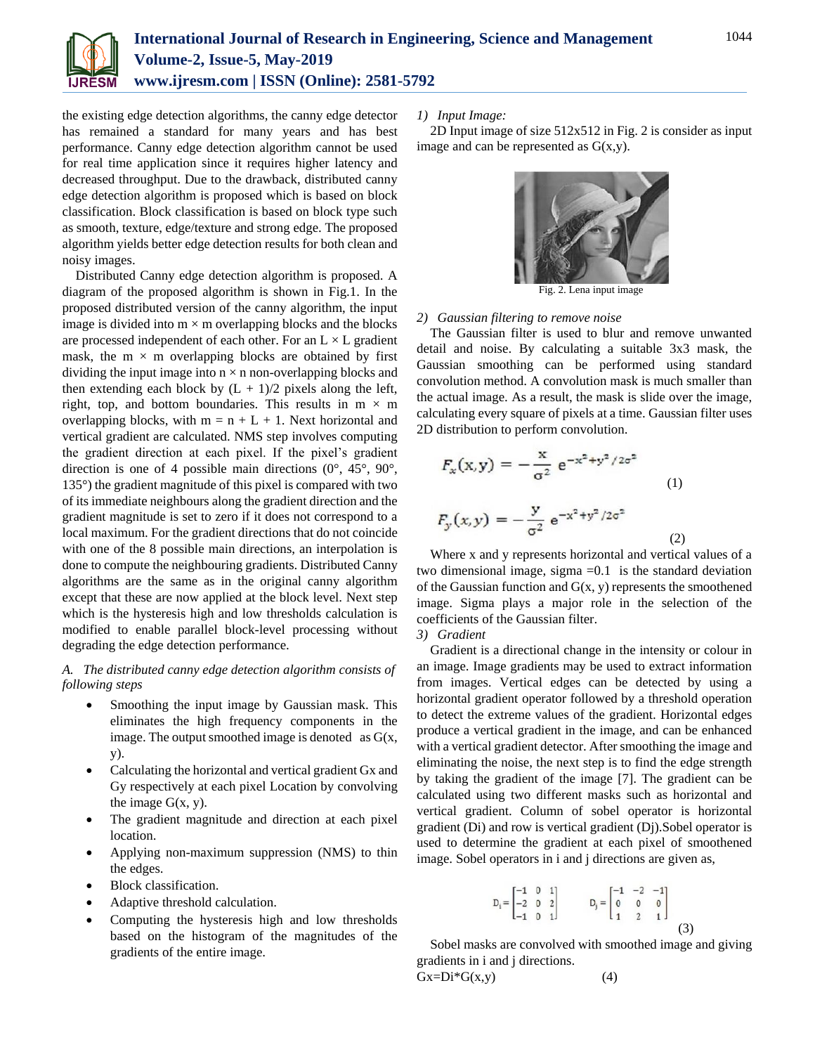the existing edge detection algorithms, the canny edge detector has remained a standard for many years and has best performance. Canny edge detection algorithm cannot be used for real time application since it requires higher latency and decreased throughput. Due to the drawback, distributed canny edge detection algorithm is proposed which is based on block classification. Block classification is based on block type such as smooth, texture, edge/texture and strong edge. The proposed algorithm yields better edge detection results for both clean and noisy images.

Distributed Canny edge detection algorithm is proposed. A diagram of the proposed algorithm is shown in Fig.1. In the proposed distributed version of the canny algorithm, the input image is divided into $m \times m$ overlapping blocks and the blocks are processed independent of each other. For an $L \times L$ gradient mask, the $m \times m$ overlapping blocks are obtained by first dividing the input image into $n \times n$ non-overlapping blocks and then extending each block by $(L + 1)/2$ pixels along the left, right, top, and bottom boundaries. This results in $m \times m$ overlapping blocks, with $m = n + L + 1$. Next horizontal and vertical gradient are calculated. NMS step involves computing the gradient direction at each pixel. If the pixel's gradient direction is one of 4 possible main directions (0°, 45°, 90°, 135°) the gradient magnitude of this pixel is compared with two of its immediate neighbours along the gradient direction and the gradient magnitude is set to zero if it does not correspond to a local maximum. For the gradient directions that do not coincide with one of the 8 possible main directions, an interpolation is done to compute the neighbouring gradients. Distributed Canny algorithms are the same as in the original canny algorithm except that these are now applied at the block level. Next step which is the hysteresis high and low thresholds calculation is modified to enable parallel block-level processing without degrading the edge detection performance.

### *A. The distributed canny edge detection algorithm consists of following steps*

- Smoothing the input image by Gaussian mask. This eliminates the high frequency components in the image. The output smoothed image is denoted as G(x, y).
- Calculating the horizontal and vertical gradient Gx and Gy respectively at each pixel Location by convolving the image G(x, y).
- The gradient magnitude and direction at each pixel location.
- Applying non-maximum suppression (NMS) to thin the edges.
- Block classification.
- Adaptive threshold calculation.
- Computing the hysteresis high and low thresholds based on the histogram of the magnitudes of the gradients of the entire image.

#### *1) Input Image:*

2D Input image of size 512x512 in Fig. 2 is consider as input image and can be represented as G(x,y).

Fig. 2. Lena input image

#### *2) Gaussian filtering to remove noise*

The Gaussian filter is used to blur and remove unwanted detail and noise. By calculating a suitable 3x3 mask, the Gaussian smoothing can be performed using standard convolution method. A convolution mask is much smaller than the actual image. As a result, the mask is slide over the image, calculating every square of pixels at a time. Gaussian filter uses 2D distribution to perform convolution.

$$F_x(x,y) = -\frac{x}{\sigma^2}\, e^{-x^2+y^2/2\sigma^2} \tag{1}$$

$$F_y(x,y) = -\frac{y}{\sigma^2}\, e^{-x^2+y^2/2\sigma^2} \tag{2}$$

Where x and y represents horizontal and vertical values of a two dimensional image, sigma =0.1 is the standard deviation of the Gaussian function and G(x, y) represents the smoothened image. Sigma plays a major role in the selection of the coefficients of the Gaussian filter.

#### *3) Gradient*

Gradient is a directional change in the intensity or colour in an image. Image gradients may be used to extract information from images. Vertical edges can be detected by using a horizontal gradient operator followed by a threshold operation to detect the extreme values of the gradient. Horizontal edges produce a vertical gradient in the image, and can be enhanced with a vertical gradient detector. After smoothing the image and eliminating the noise, the next step is to find the edge strength by taking the gradient of the image [7]. The gradient can be calculated using two different masks such as horizontal and vertical gradient. Column of sobel operator is horizontal gradient (Di) and row is vertical gradient (Dj).Sobel operator is used to determine the gradient at each pixel of smoothened image. Sobel operators in i and j directions are given as,

$$D_i = \begin{bmatrix} -1 & 0 & 1 \\ -2 & 0 & 2 \\ -1 & 0 & 1 \end{bmatrix} \qquad D_j = \begin{bmatrix} -1 & -2 & -1 \\ 0 & 0 & 0 \\ 1 & 2 & 1 \end{bmatrix} \tag{3}$$

Sobel masks are convolved with smoothed image and giving gradients in i and j directions.

$$Gx = Di * G(x,y) \tag{4}$$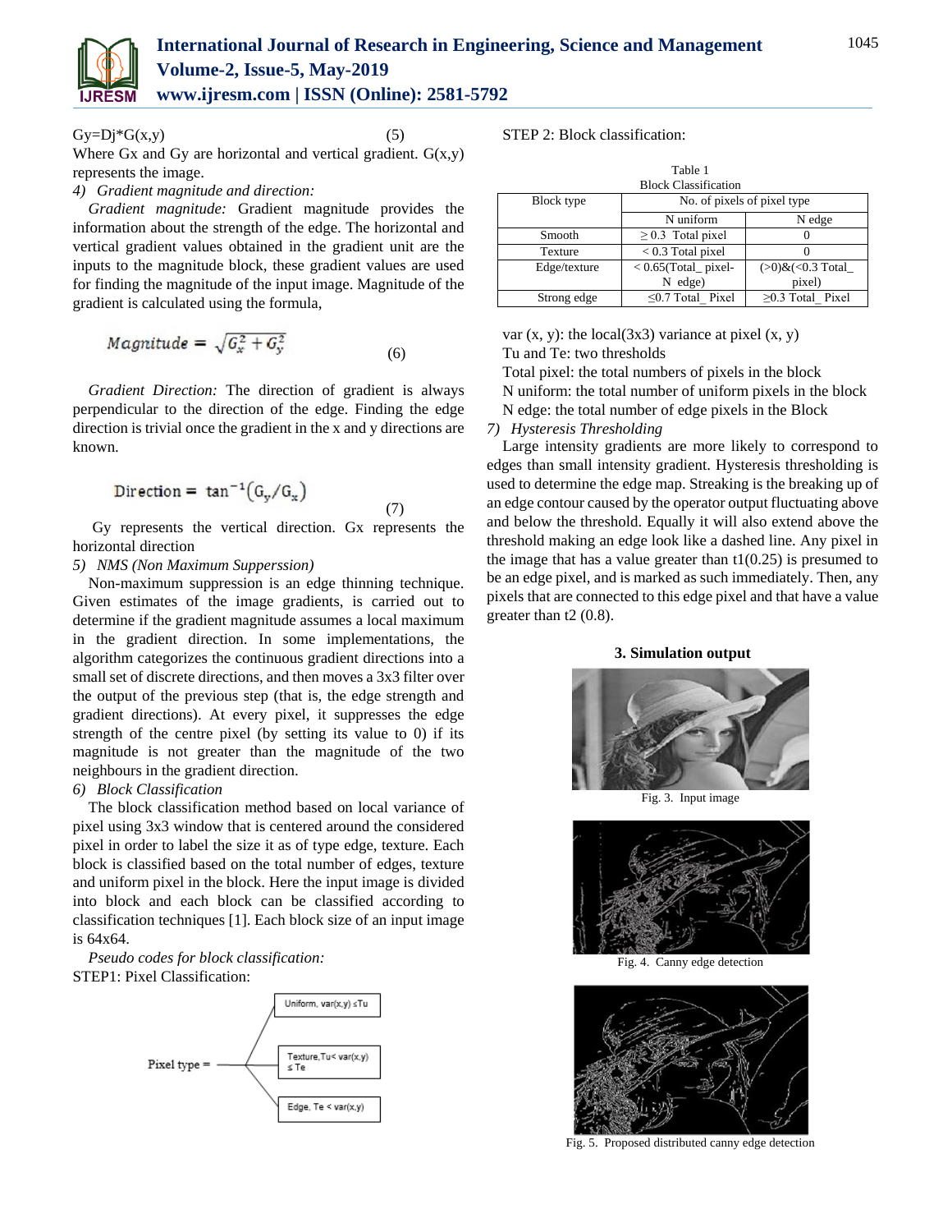$$Gy=Dj*G(x,y) \quad (5)$$

Where Gx and Gy are horizontal and vertical gradient. G(x,y) represents the image.

*4) Gradient magnitude and direction:*

*Gradient magnitude:* Gradient magnitude provides the information about the strength of the edge. The horizontal and vertical gradient values obtained in the gradient unit are the inputs to the magnitude block, these gradient values are used for finding the magnitude of the input image. Magnitude of the gradient is calculated using the formula,

$$Magnitude = \sqrt{G_x^2 + G_y^2} \quad (6)$$

*Gradient Direction:* The direction of gradient is always perpendicular to the direction of the edge. Finding the edge direction is trivial once the gradient in the x and y directions are known.

$$\text{Direction} = \tan^{-1}(G_y/G_x) \quad (7)$$

Gy represents the vertical direction. Gx represents the horizontal direction

*5) NMS (Non Maximum Supperssion)*

Non-maximum suppression is an edge thinning technique. Given estimates of the image gradients, is carried out to determine if the gradient magnitude assumes a local maximum in the gradient direction. In some implementations, the algorithm categorizes the continuous gradient directions into a small set of discrete directions, and then moves a 3x3 filter over the output of the previous step (that is, the edge strength and gradient directions). At every pixel, it suppresses the edge strength of the centre pixel (by setting its value to 0) if its magnitude is not greater than the magnitude of the two neighbours in the gradient direction.

*6) Block Classification*

The block classification method based on local variance of pixel using 3x3 window that is centered around the considered pixel in order to label the size it as of type edge, texture. Each block is classified based on the total number of edges, texture and uniform pixel in the block. Here the input image is divided into block and each block can be classified according to classification techniques [1]. Each block size of an input image is 64x64.

*Pseudo codes for block classification:*

STEP1: Pixel Classification:

Pixel type =
- Uniform, var(x,y) ≤Tu
- Texture,Tu< var(x,y) ≤ Te
- Edge, Te < var(x,y)

STEP 2: Block classification:

Table 1
Block Classification

| Block type | No. of pixels of pixel type | |
|---|---|---|
| | N uniform | N edge |
| Smooth | ≥ 0.3 Total pixel | 0 |
| Texture | < 0.3 Total pixel | 0 |
| Edge/texture | < 0.65(Total_ pixel- N edge) | (>0)&(<0.3 Total_ pixel) |
| Strong edge | ≤0.7 Total_ Pixel | ≥0.3 Total_ Pixel |

var (x, y): the local(3x3) variance at pixel (x, y)

Tu and Te: two thresholds

Total pixel: the total numbers of pixels in the block

N uniform: the total number of uniform pixels in the block

N edge: the total number of edge pixels in the Block

*7) Hysteresis Thresholding*

Large intensity gradients are more likely to correspond to edges than small intensity gradient. Hysteresis thresholding is used to determine the edge map. Streaking is the breaking up of an edge contour caused by the operator output fluctuating above and below the threshold. Equally it will also extend above the threshold making an edge look like a dashed line. Any pixel in the image that has a value greater than t1(0.25) is presumed to be an edge pixel, and is marked as such immediately. Then, any pixels that are connected to this edge pixel and that have a value greater than t2 (0.8).

## 3. Simulation output

Fig. 3. Input image

Fig. 4. Canny edge detection

Fig. 5. Proposed distributed canny edge detection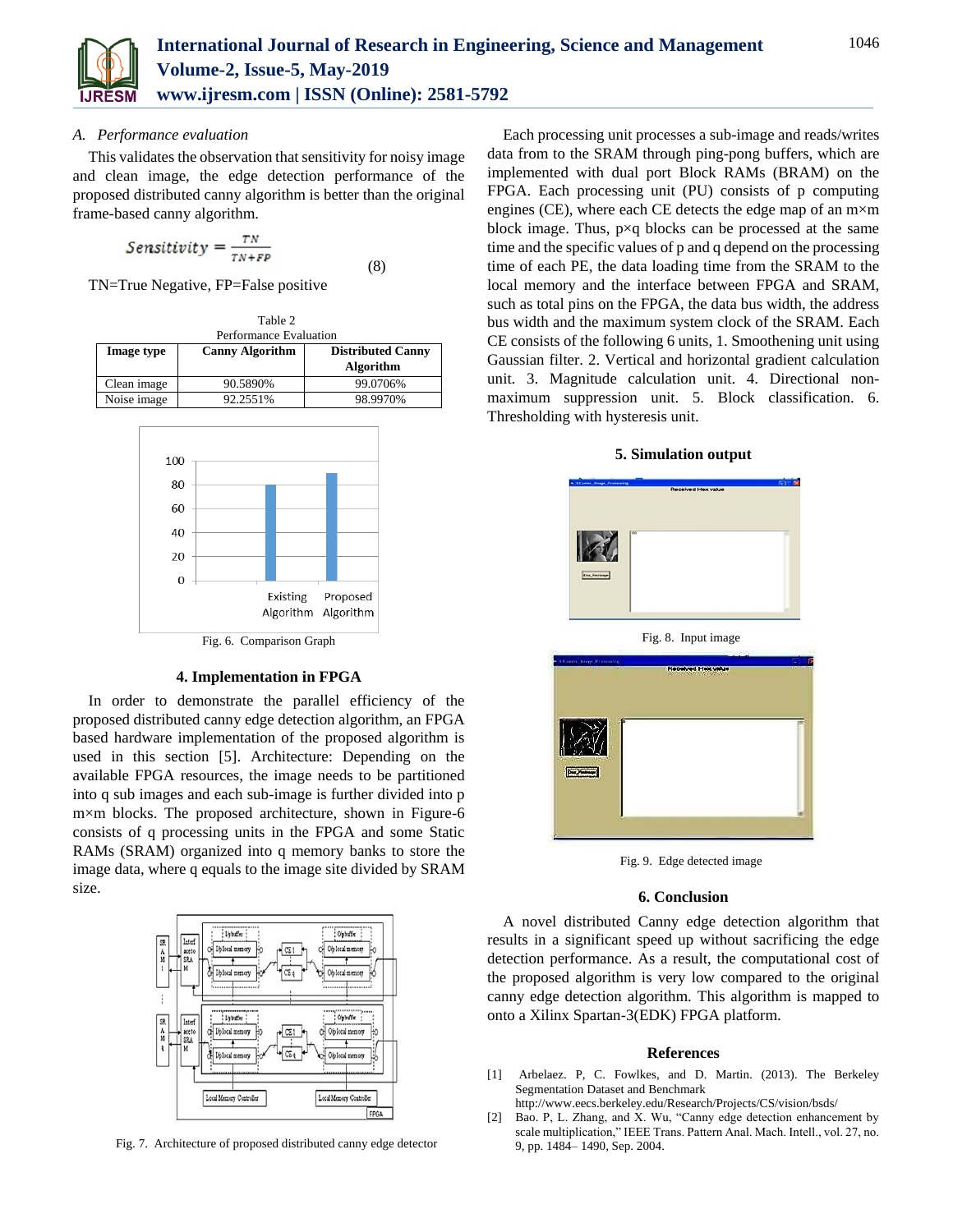### A. *Performance evaluation*

This validates the observation that sensitivity for noisy image and clean image, the edge detection performance of the proposed distributed canny algorithm is better than the original frame-based canny algorithm.

$$Sensitivity = \frac{TN}{TN+FP} \quad (8)$$

TN=True Negative, FP=False positive

Table 2
Performance Evaluation

| Image type | Canny Algorithm | Distributed Canny Algorithm |
|---|---|---|
| Clean image | 90.5890% | 99.0706% |
| Noise image | 92.2551% | 98.9970% |

Fig. 6. Comparison Graph

## 4. Implementation in FPGA

In order to demonstrate the parallel efficiency of the proposed distributed canny edge detection algorithm, an FPGA based hardware implementation of the proposed algorithm is used in this section [5]. Architecture: Depending on the available FPGA resources, the image needs to be partitioned into q sub images and each sub-image is further divided into p m×m blocks. The proposed architecture, shown in Figure-6 consists of q processing units in the FPGA and some Static RAMs (SRAM) organized into q memory banks to store the image data, where q equals to the image site divided by SRAM size.

Fig. 7. Architecture of proposed distributed canny edge detector

Each processing unit processes a sub-image and reads/writes data from to the SRAM through ping-pong buffers, which are implemented with dual port Block RAMs (BRAM) on the FPGA. Each processing unit (PU) consists of p computing engines (CE), where each CE detects the edge map of an m×m block image. Thus, p×q blocks can be processed at the same time and the specific values of p and q depend on the processing time of each PE, the data loading time from the SRAM to the local memory and the interface between FPGA and SRAM, such as total pins on the FPGA, the data bus width, the address bus width and the maximum system clock of the SRAM. Each CE consists of the following 6 units, 1. Smoothening unit using Gaussian filter. 2. Vertical and horizontal gradient calculation unit. 3. Magnitude calculation unit. 4. Directional non-maximum suppression unit. 5. Block classification. 6. Thresholding with hysteresis unit.

## 5. Simulation output

Fig. 8. Input image

Fig. 9. Edge detected image

## 6. Conclusion

A novel distributed Canny edge detection algorithm that results in a significant speed up without sacrificing the edge detection performance. As a result, the computational cost of the proposed algorithm is very low compared to the original canny edge detection algorithm. This algorithm is mapped to onto a Xilinx Spartan-3(EDK) FPGA platform.

## References

[1] Arbelaez. P, C. Fowlkes, and D. Martin. (2013). The Berkeley Segmentation Dataset and Benchmark http://www.eecs.berkeley.edu/Research/Projects/CS/vision/bsds/

[2] Bao. P, L. Zhang, and X. Wu, "Canny edge detection enhancement by scale multiplication," IEEE Trans. Pattern Anal. Mach. Intell., vol. 27, no. 9, pp. 1484– 1490, Sep. 2004.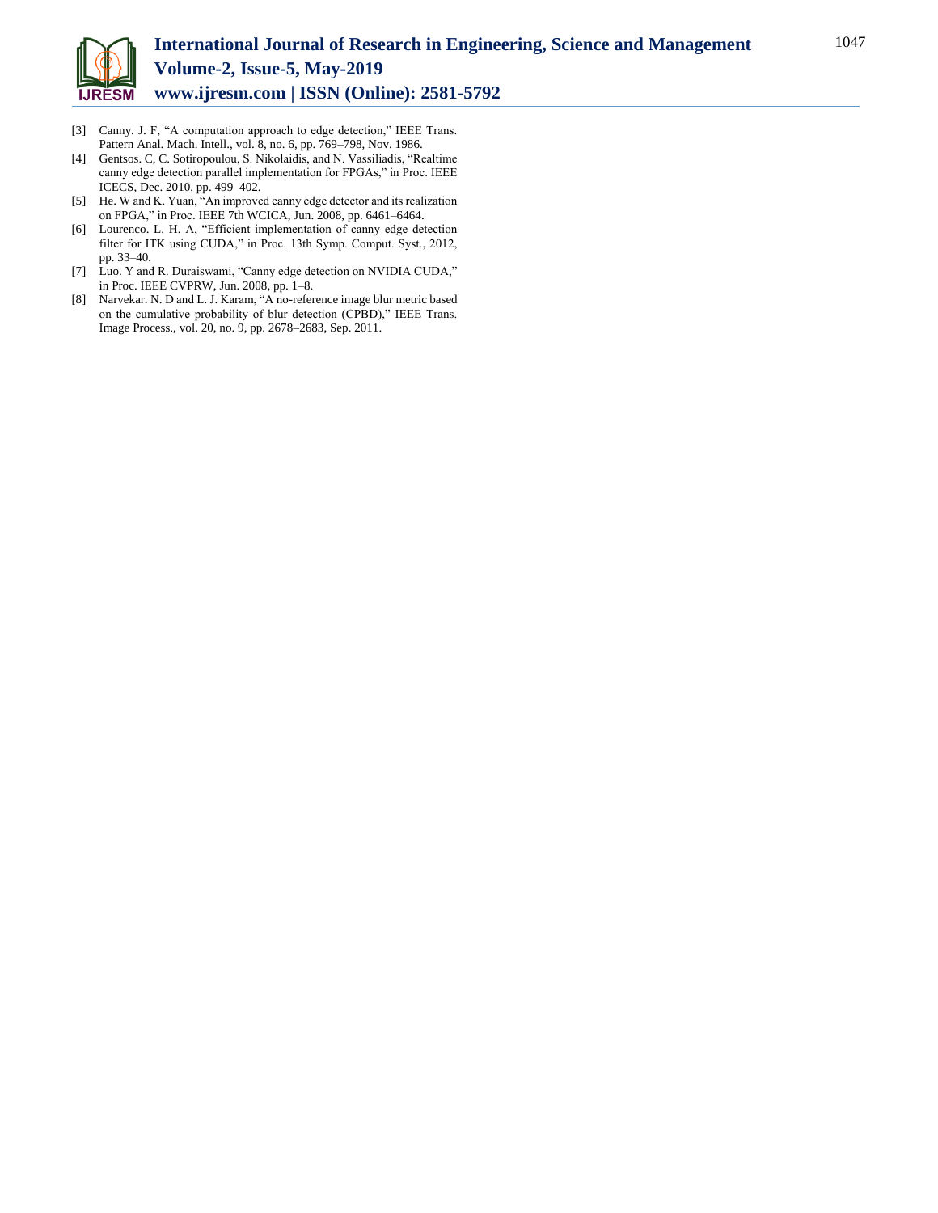[3] Canny. J. F, "A computation approach to edge detection," IEEE Trans. Pattern Anal. Mach. Intell., vol. 8, no. 6, pp. 769–798, Nov. 1986.

[4] Gentsos. C, C. Sotiropoulou, S. Nikolaidis, and N. Vassiliadis, "Realtime canny edge detection parallel implementation for FPGAs," in Proc. IEEE ICECS, Dec. 2010, pp. 499–402.

[5] He. W and K. Yuan, "An improved canny edge detector and its realization on FPGA," in Proc. IEEE 7th WCICA, Jun. 2008, pp. 6461–6464.

[6] Lourenco. L. H. A, "Efficient implementation of canny edge detection filter for ITK using CUDA," in Proc. 13th Symp. Comput. Syst., 2012, pp. 33–40.

[7] Luo. Y and R. Duraiswami, "Canny edge detection on NVIDIA CUDA," in Proc. IEEE CVPRW, Jun. 2008, pp. 1–8.

[8] Narvekar. N. D and L. J. Karam, "A no-reference image blur metric based on the cumulative probability of blur detection (CPBD)," IEEE Trans. Image Process., vol. 20, no. 9, pp. 2678–2683, Sep. 2011.